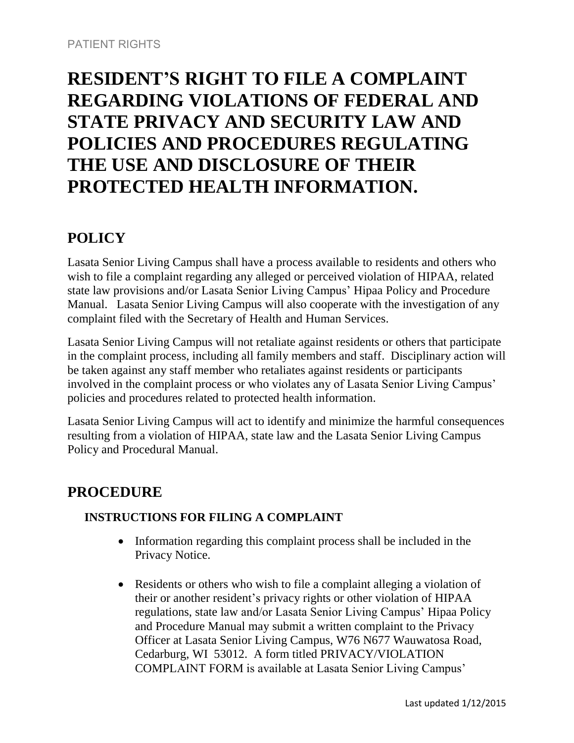PATIENT RIGHTS

# RESIDENT'S RIGHT TO FILE A COMPLAINT REGARDING VIOLATIONS OF FEDERAL AND STATE PRIVACY AND SECURITY LAW AND POLICIES AND PROCEDURES REGULATING THE USE AND DISCLOSURE OF THEIR PROTECTED HEALTH INFORMATION.

## POLICY

Lasata Senior Living Campus shall have a process available to residents and others who wish to file a complaint regarding any alleged or perceived violation of HIPAA, related state law provisions and/or Lasata Senior Living Campus' Hipaa Policy and Procedure Manual. Lasata Senior Living Campus will also cooperate with the investigation of any complaint filed with the Secretary of Health and Human Services.

Lasata Senior Living Campus will not retaliate against residents or others that participate in the complaint process, including all family members and staff. Disciplinary action will be taken against any staff member who retaliates against residents or participants involved in the complaint process or who violates any of Lasata Senior Living Campus' policies and procedures related to protected health information.

Lasata Senior Living Campus will act to identify and minimize the harmful consequences resulting from a violation of HIPAA, state law and the Lasata Senior Living Campus Policy and Procedural Manual.

## PROCEDURE

### INSTRUCTIONS FOR FILING A COMPLAINT

- Information regarding this complaint process shall be included in the Privacy Notice.
- Residents or others who wish to file a complaint alleging a violation of their or another resident's privacy rights or other violation of HIPAA regulations, state law and/or Lasata Senior Living Campus' Hipaa Policy and Procedure Manual may submit a written complaint to the Privacy Officer at Lasata Senior Living Campus, W76 N677 Wauwatosa Road, Cedarburg, WI 53012. A form titled PRIVACY/VIOLATION COMPLAINT FORM is available at Lasata Senior Living Campus'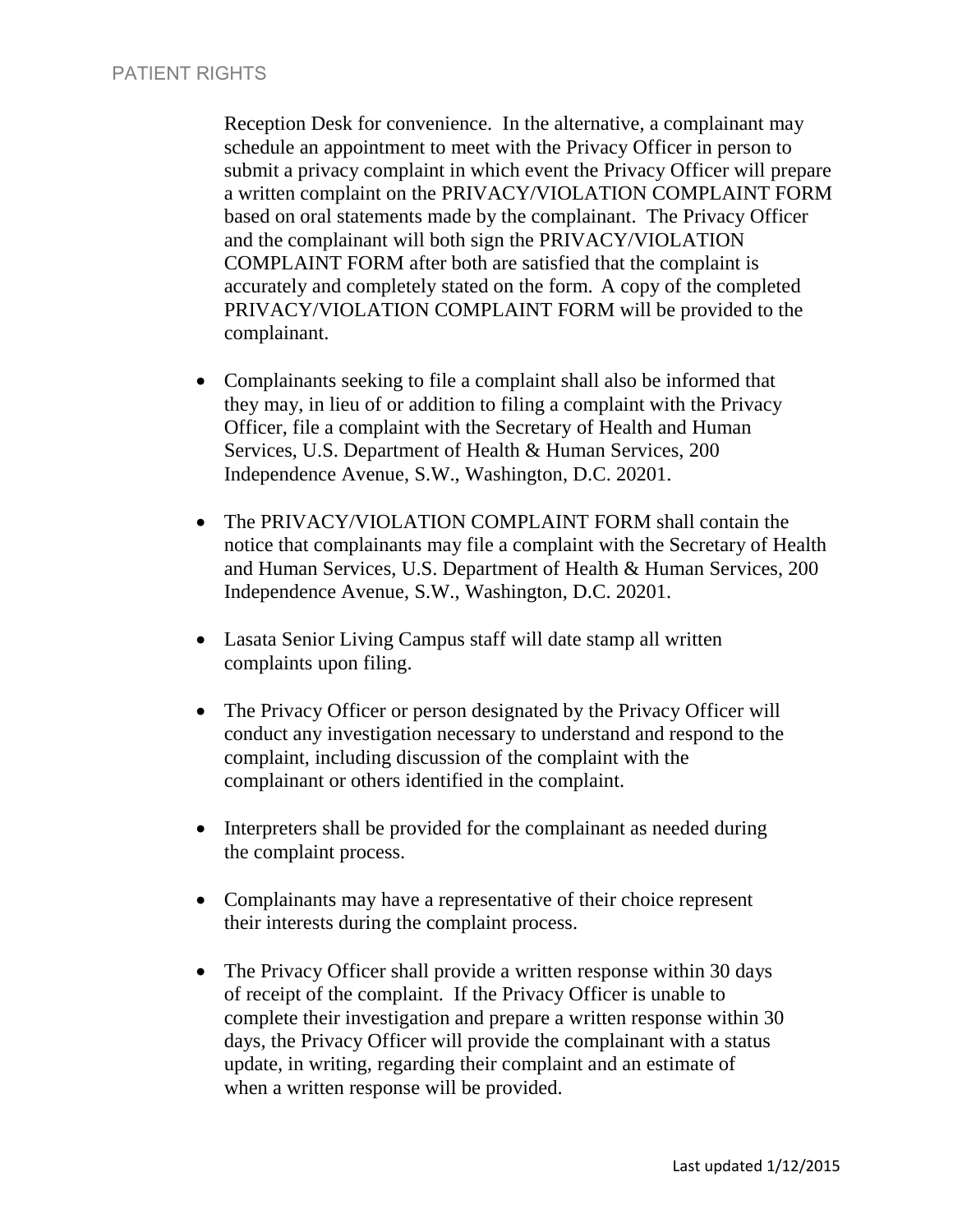Reception Desk for convenience. In the alternative, a complainant may schedule an appointment to meet with the Privacy Officer in person to submit a privacy complaint in which event the Privacy Officer will prepare a written complaint on the PRIVACY/VIOLATION COMPLAINT FORM based on oral statements made by the complainant. The Privacy Officer and the complainant will both sign the PRIVACY/VIOLATION COMPLAINT FORM after both are satisfied that the complaint is accurately and completely stated on the form. A copy of the completed PRIVACY/VIOLATION COMPLAINT FORM will be provided to the complainant.

- Complainants seeking to file a complaint shall also be informed that they may, in lieu of or addition to filing a complaint with the Privacy Officer, file a complaint with the Secretary of Health and Human Services, U.S. Department of Health & Human Services, 200 Independence Avenue, S.W., Washington, D.C. 20201.

- The PRIVACY/VIOLATION COMPLAINT FORM shall contain the notice that complainants may file a complaint with the Secretary of Health and Human Services, U.S. Department of Health & Human Services, 200 Independence Avenue, S.W., Washington, D.C. 20201.

- Lasata Senior Living Campus staff will date stamp all written complaints upon filing.

- The Privacy Officer or person designated by the Privacy Officer will conduct any investigation necessary to understand and respond to the complaint, including discussion of the complaint with the complainant or others identified in the complaint.

- Interpreters shall be provided for the complainant as needed during the complaint process.

- Complainants may have a representative of their choice represent their interests during the complaint process.

- The Privacy Officer shall provide a written response within 30 days of receipt of the complaint. If the Privacy Officer is unable to complete their investigation and prepare a written response within 30 days, the Privacy Officer will provide the complainant with a status update, in writing, regarding their complaint and an estimate of when a written response will be provided.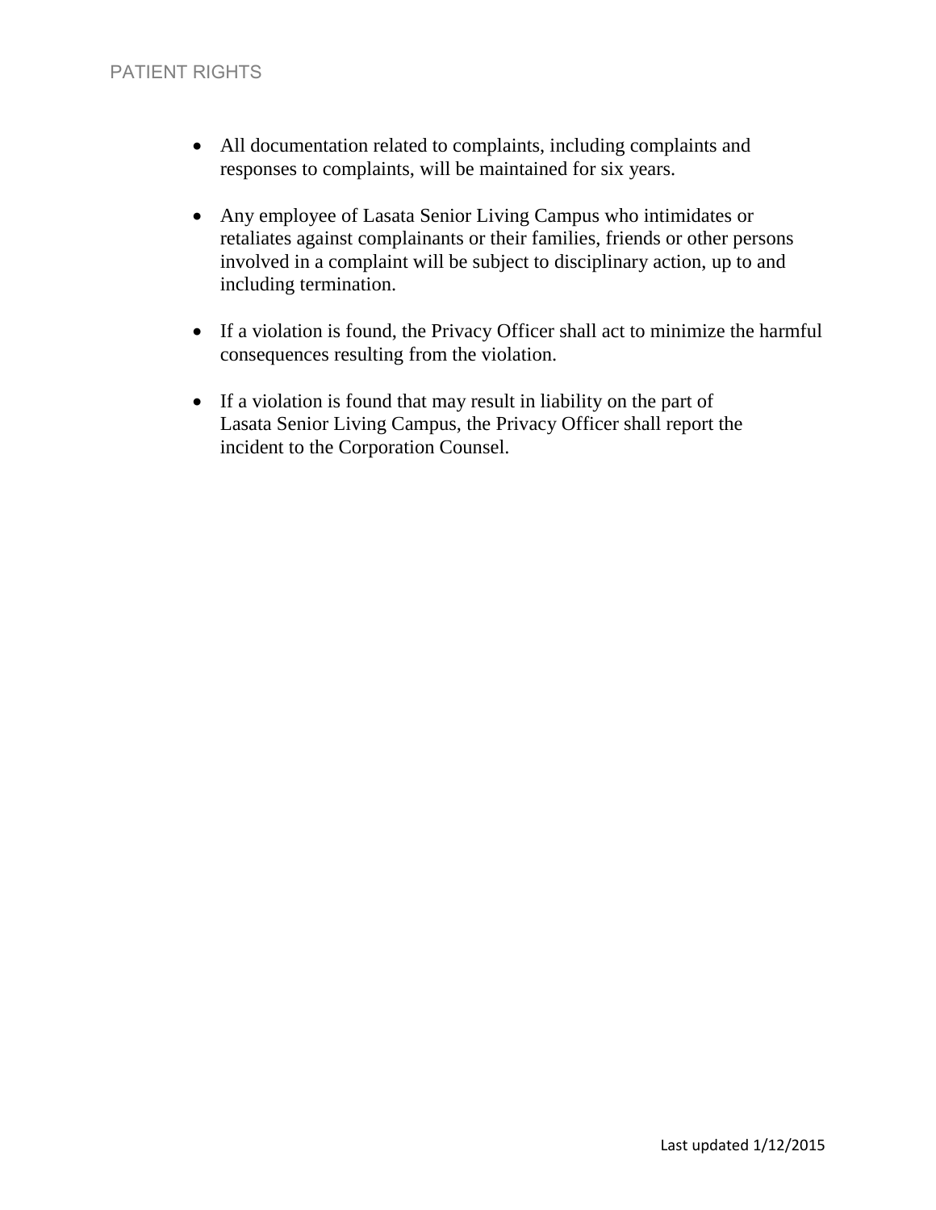- All documentation related to complaints, including complaints and responses to complaints, will be maintained for six years.

- Any employee of Lasata Senior Living Campus who intimidates or retaliates against complainants or their families, friends or other persons involved in a complaint will be subject to disciplinary action, up to and including termination.

- If a violation is found, the Privacy Officer shall act to minimize the harmful consequences resulting from the violation.

- If a violation is found that may result in liability on the part of Lasata Senior Living Campus, the Privacy Officer shall report the incident to the Corporation Counsel.